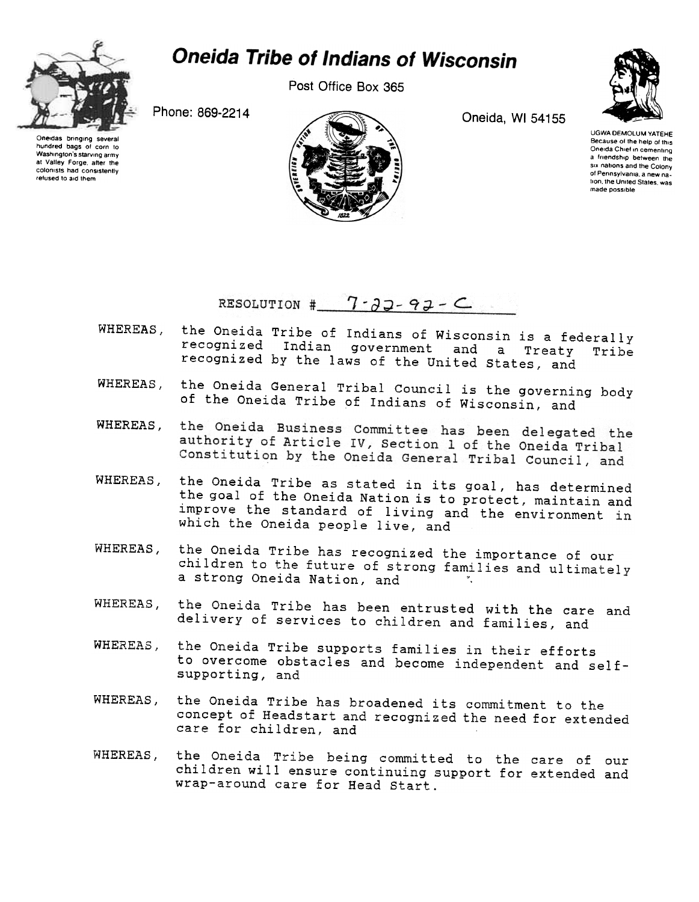# Oneida Tribe of Indians of Wisconsin

Post Office Box 365

Phone: 869-2214

Oneida, WI 54155

Oneidas bringing several hundred bags of corn to Washington's starving army at Valley Forge, after the colonists had consistently refused to aid them

UGWA DEMOLUM YATEHE
Because of the help of this Oneida Chief in cementing a friendship between the six nations and the Colony of Pennsylvania, a new nation, the United States, was made possible

RESOLUTION # 7-22-92-C

WHEREAS, the Oneida Tribe of Indians of Wisconsin is a federally recognized Indian government and a Treaty Tribe recognized by the laws of the United States, and

WHEREAS, the Oneida General Tribal Council is the governing body of the Oneida Tribe of Indians of Wisconsin, and

WHEREAS, the Oneida Business Committee has been delegated the authority of Article IV, Section 1 of the Oneida Tribal Constitution by the Oneida General Tribal Council, and

WHEREAS, the Oneida Tribe as stated in its goal, has determined the goal of the Oneida Nation is to protect, maintain and improve the standard of living and the environment in which the Oneida people live, and

WHEREAS, the Oneida Tribe has recognized the importance of our children to the future of strong families and ultimately a strong Oneida Nation, and

WHEREAS, the Oneida Tribe has been entrusted with the care and delivery of services to children and families, and

WHEREAS, the Oneida Tribe supports families in their efforts to overcome obstacles and become independent and self-supporting, and

WHEREAS, the Oneida Tribe has broadened its commitment to the concept of Headstart and recognized the need for extended care for children, and

WHEREAS, the Oneida Tribe being committed to the care of our children will ensure continuing support for extended and wrap-around care for Head Start.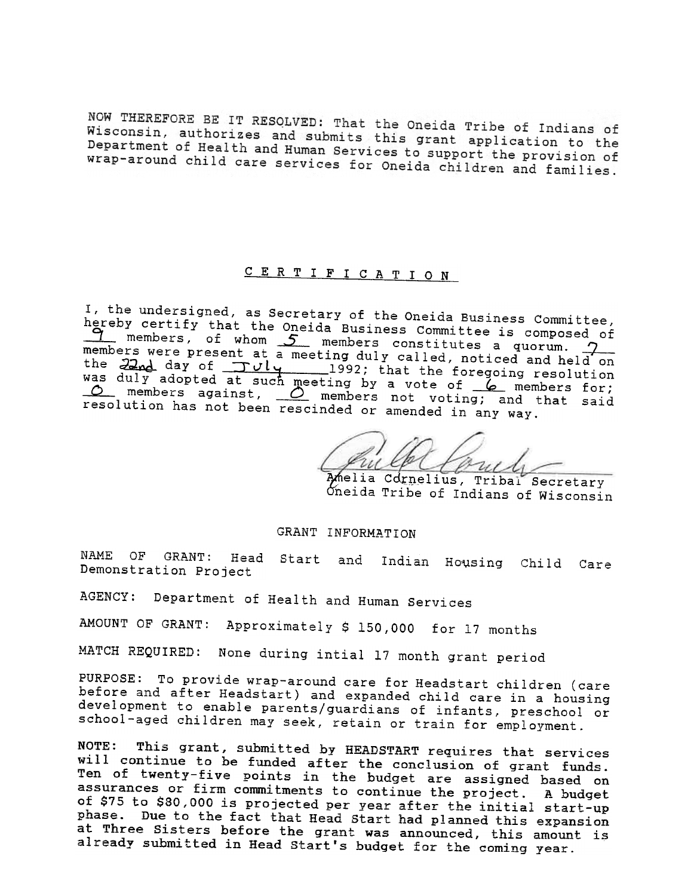NOW THEREFORE BE IT RESOLVED: That the Oneida Tribe of Indians of Wisconsin, authorizes and submits this grant application to the Department of Health and Human Services to support the provision of wrap-around child care services for Oneida children and families.

## CERTIFICATION

I, the undersigned, as Secretary of the Oneida Business Committee, hereby certify that the Oneida Business Committee is composed of 9 members, of whom 5 members constitutes a quorum. 7 members were present at a meeting duly called, noticed and held on the 22nd day of July 1992; that the foregoing resolution was duly adopted at such meeting by a vote of 6 members for; 0 members against, 0 members not voting; and that said resolution has not been rescinded or amended in any way.

Amelia Cornelius, Tribal Secretary
Oneida Tribe of Indians of Wisconsin

GRANT INFORMATION

NAME OF GRANT: Head Start and Indian Housing Child Care Demonstration Project

AGENCY: Department of Health and Human Services

AMOUNT OF GRANT: Approximately $ 150,000 for 17 months

MATCH REQUIRED: None during intial 17 month grant period

PURPOSE: To provide wrap-around care for Headstart children (care before and after Headstart) and expanded child care in a housing development to enable parents/guardians of infants, preschool or school-aged children may seek, retain or train for employment.

NOTE: This grant, submitted by HEADSTART requires that services will continue to be funded after the conclusion of grant funds. Ten of twenty-five points in the budget are assigned based on assurances or firm commitments to continue the project. A budget of $75 to $80,000 is projected per year after the initial start-up phase. Due to the fact that Head Start had planned this expansion at Three Sisters before the grant was announced, this amount is already submitted in Head Start's budget for the coming year.